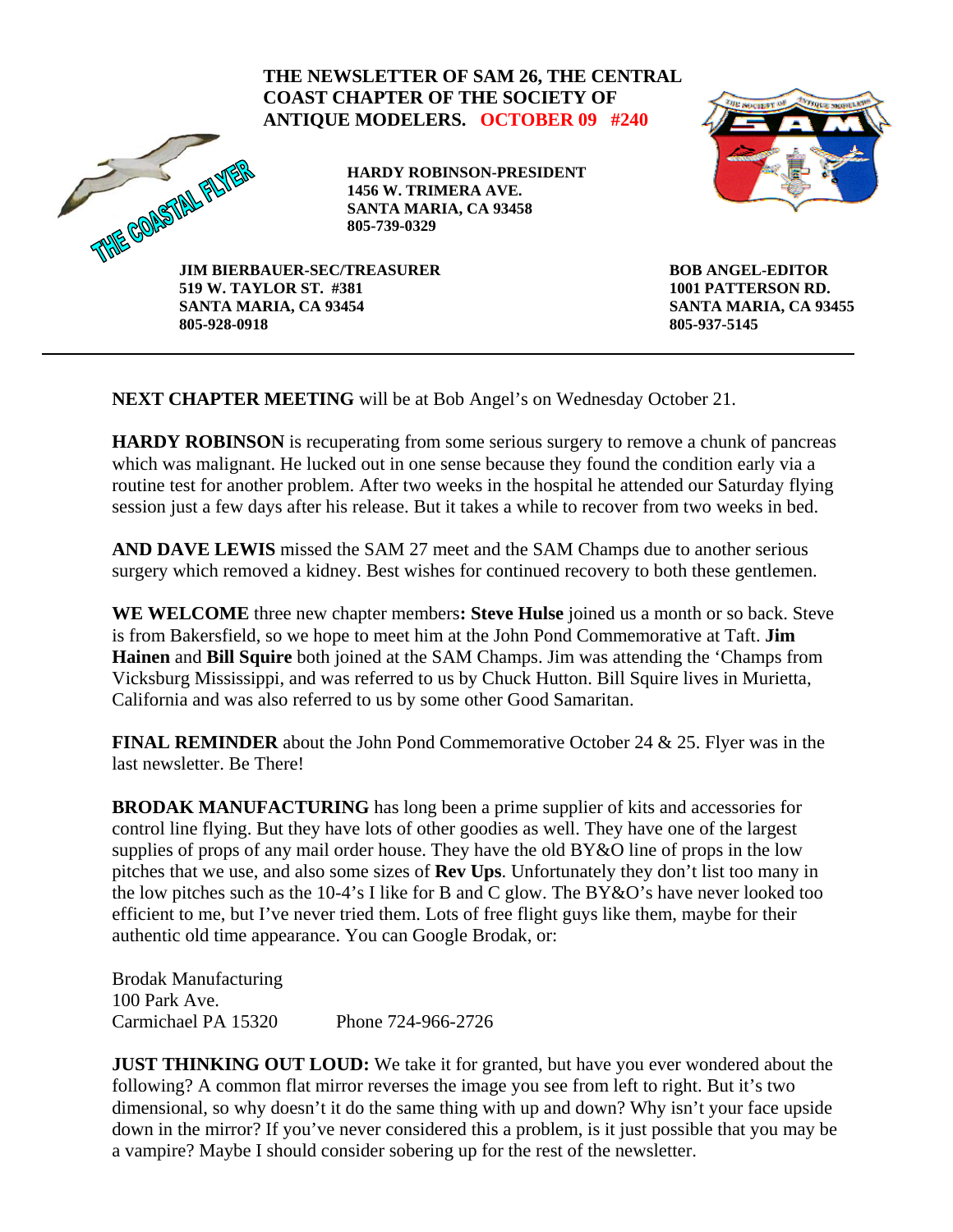# THE NEWSLETTER OF SAM 26, THE CENTRAL COAST CHAPTER OF THE SOCIETY OF ANTIQUE MODELERS. OCTOBER 09 #240

THE COASTAL FLYER

**HARDY ROBINSON-PRESIDENT**
**1456 W. TRIMERA AVE.**
**SANTA MARIA, CA 93458**
**805-739-0329**

**JIM BIERBAUER-SEC/TREASURER**
**519 W. TAYLOR ST. #381**
**SANTA MARIA, CA 93454**
**805-928-0918**

**BOB ANGEL-EDITOR**
**1001 PATTERSON RD.**
**SANTA MARIA, CA 93455**
**805-937-5145**

---

**NEXT CHAPTER MEETING** will be at Bob Angel's on Wednesday October 21.

**HARDY ROBINSON** is recuperating from some serious surgery to remove a chunk of pancreas which was malignant. He lucked out in one sense because they found the condition early via a routine test for another problem. After two weeks in the hospital he attended our Saturday flying session just a few days after his release. But it takes a while to recover from two weeks in bed.

**AND DAVE LEWIS** missed the SAM 27 meet and the SAM Champs due to another serious surgery which removed a kidney. Best wishes for continued recovery to both these gentlemen.

**WE WELCOME** three new chapter members**: Steve Hulse** joined us a month or so back. Steve is from Bakersfield, so we hope to meet him at the John Pond Commemorative at Taft. **Jim Hainen** and **Bill Squire** both joined at the SAM Champs. Jim was attending the 'Champs from Vicksburg Mississippi, and was referred to us by Chuck Hutton. Bill Squire lives in Murietta, California and was also referred to us by some other Good Samaritan.

**FINAL REMINDER** about the John Pond Commemorative October 24 & 25. Flyer was in the last newsletter. Be There!

**BRODAK MANUFACTURING** has long been a prime supplier of kits and accessories for control line flying. But they have lots of other goodies as well. They have one of the largest supplies of props of any mail order house. They have the old BY&O line of props in the low pitches that we use, and also some sizes of **Rev Ups**. Unfortunately they don't list too many in the low pitches such as the 10-4's I like for B and C glow. The BY&O's have never looked too efficient to me, but I've never tried them. Lots of free flight guys like them, maybe for their authentic old time appearance. You can Google Brodak, or:

Brodak Manufacturing
100 Park Ave.
Carmichael PA 15320 Phone 724-966-2726

**JUST THINKING OUT LOUD:** We take it for granted, but have you ever wondered about the following? A common flat mirror reverses the image you see from left to right. But it's two dimensional, so why doesn't it do the same thing with up and down? Why isn't your face upside down in the mirror? If you've never considered this a problem, is it just possible that you may be a vampire? Maybe I should consider sobering up for the rest of the newsletter.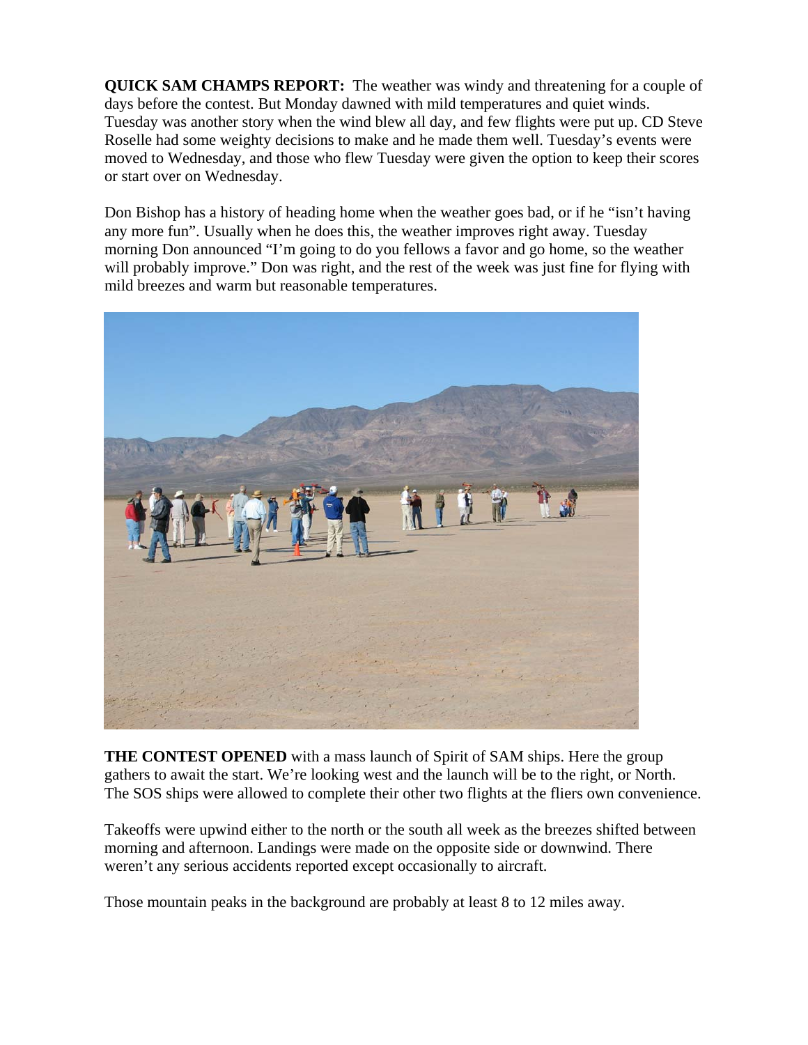**QUICK SAM CHAMPS REPORT:** The weather was windy and threatening for a couple of days before the contest. But Monday dawned with mild temperatures and quiet winds. Tuesday was another story when the wind blew all day, and few flights were put up. CD Steve Roselle had some weighty decisions to make and he made them well. Tuesday's events were moved to Wednesday, and those who flew Tuesday were given the option to keep their scores or start over on Wednesday.

Don Bishop has a history of heading home when the weather goes bad, or if he "isn't having any more fun". Usually when he does this, the weather improves right away. Tuesday morning Don announced "I'm going to do you fellows a favor and go home, so the weather will probably improve." Don was right, and the rest of the week was just fine for flying with mild breezes and warm but reasonable temperatures.

**THE CONTEST OPENED** with a mass launch of Spirit of SAM ships. Here the group gathers to await the start. We're looking west and the launch will be to the right, or North. The SOS ships were allowed to complete their other two flights at the fliers own convenience.

Takeoffs were upwind either to the north or the south all week as the breezes shifted between morning and afternoon. Landings were made on the opposite side or downwind. There weren't any serious accidents reported except occasionally to aircraft.

Those mountain peaks in the background are probably at least 8 to 12 miles away.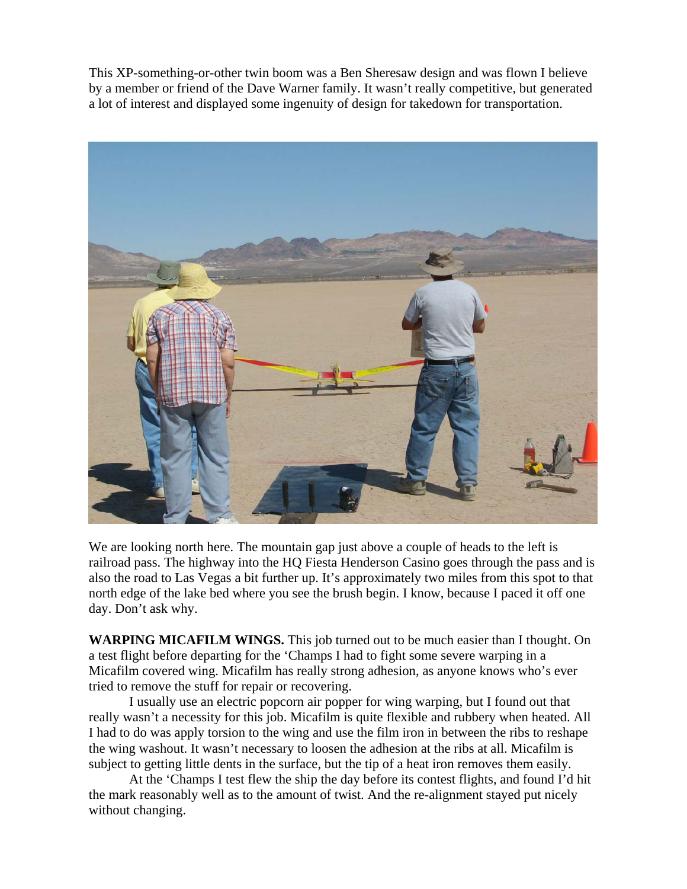This XP-something-or-other twin boom was a Ben Sheresaw design and was flown I believe by a member or friend of the Dave Warner family. It wasn't really competitive, but generated a lot of interest and displayed some ingenuity of design for takedown for transportation.

We are looking north here. The mountain gap just above a couple of heads to the left is railroad pass. The highway into the HQ Fiesta Henderson Casino goes through the pass and is also the road to Las Vegas a bit further up. It's approximately two miles from this spot to that north edge of the lake bed where you see the brush begin. I know, because I paced it off one day. Don't ask why.

**WARPING MICAFILM WINGS.** This job turned out to be much easier than I thought. On a test flight before departing for the 'Champs I had to fight some severe warping in a Micafilm covered wing. Micafilm has really strong adhesion, as anyone knows who's ever tried to remove the stuff for repair or recovering.

I usually use an electric popcorn air popper for wing warping, but I found out that really wasn't a necessity for this job. Micafilm is quite flexible and rubbery when heated. All I had to do was apply torsion to the wing and use the film iron in between the ribs to reshape the wing washout. It wasn't necessary to loosen the adhesion at the ribs at all. Micafilm is subject to getting little dents in the surface, but the tip of a heat iron removes them easily.

At the 'Champs I test flew the ship the day before its contest flights, and found I'd hit the mark reasonably well as to the amount of twist. And the re-alignment stayed put nicely without changing.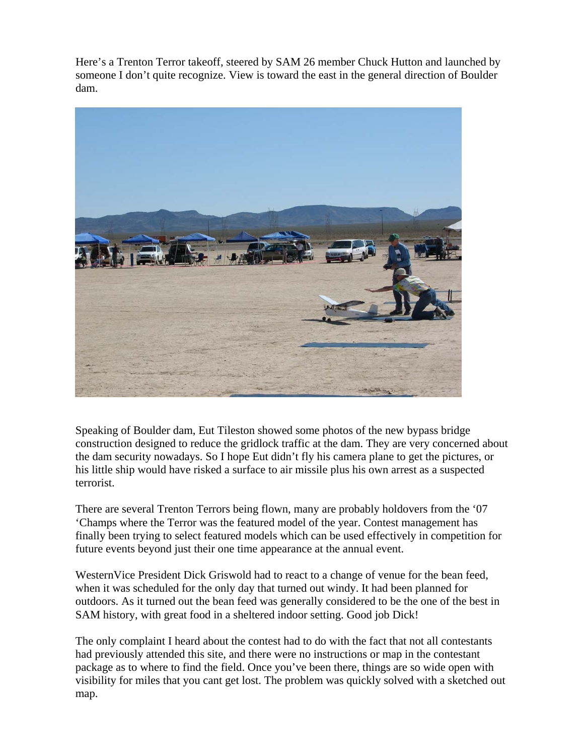Here's a Trenton Terror takeoff, steered by SAM 26 member Chuck Hutton and launched by someone I don't quite recognize. View is toward the east in the general direction of Boulder dam.

Speaking of Boulder dam, Eut Tileston showed some photos of the new bypass bridge construction designed to reduce the gridlock traffic at the dam. They are very concerned about the dam security nowadays. So I hope Eut didn't fly his camera plane to get the pictures, or his little ship would have risked a surface to air missile plus his own arrest as a suspected terrorist.

There are several Trenton Terrors being flown, many are probably holdovers from the '07 'Champs where the Terror was the featured model of the year. Contest management has finally been trying to select featured models which can be used effectively in competition for future events beyond just their one time appearance at the annual event.

WesternVice President Dick Griswold had to react to a change of venue for the bean feed, when it was scheduled for the only day that turned out windy. It had been planned for outdoors. As it turned out the bean feed was generally considered to be the one of the best in SAM history, with great food in a sheltered indoor setting. Good job Dick!

The only complaint I heard about the contest had to do with the fact that not all contestants had previously attended this site, and there were no instructions or map in the contestant package as to where to find the field. Once you've been there, things are so wide open with visibility for miles that you cant get lost. The problem was quickly solved with a sketched out map.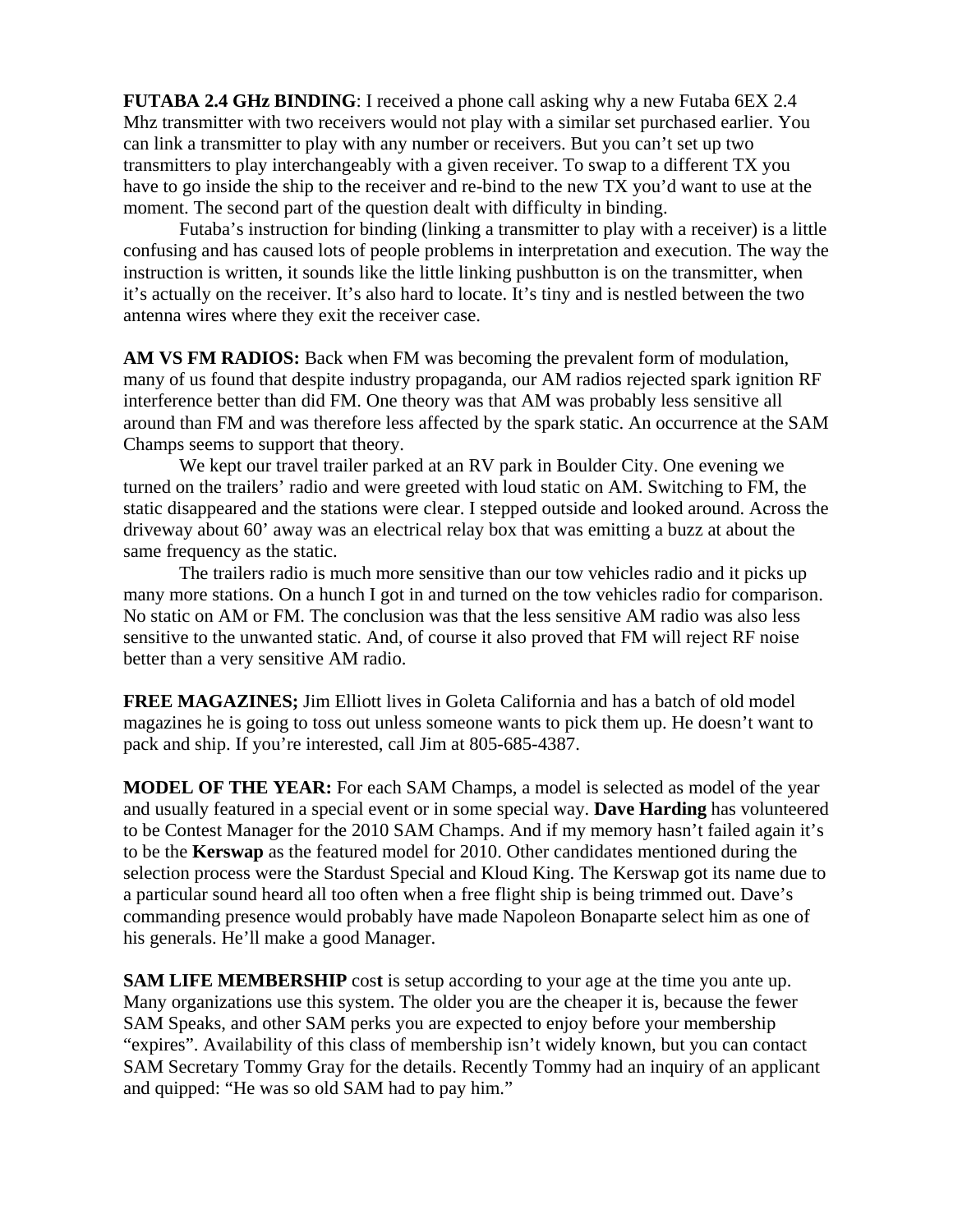**FUTABA 2.4 GHz BINDING**: I received a phone call asking why a new Futaba 6EX 2.4 Mhz transmitter with two receivers would not play with a similar set purchased earlier. You can link a transmitter to play with any number or receivers. But you can't set up two transmitters to play interchangeably with a given receiver. To swap to a different TX you have to go inside the ship to the receiver and re-bind to the new TX you'd want to use at the moment. The second part of the question dealt with difficulty in binding.

Futaba's instruction for binding (linking a transmitter to play with a receiver) is a little confusing and has caused lots of people problems in interpretation and execution. The way the instruction is written, it sounds like the little linking pushbutton is on the transmitter, when it's actually on the receiver. It's also hard to locate. It's tiny and is nestled between the two antenna wires where they exit the receiver case.

**AM VS FM RADIOS:** Back when FM was becoming the prevalent form of modulation, many of us found that despite industry propaganda, our AM radios rejected spark ignition RF interference better than did FM. One theory was that AM was probably less sensitive all around than FM and was therefore less affected by the spark static. An occurrence at the SAM Champs seems to support that theory.

We kept our travel trailer parked at an RV park in Boulder City. One evening we turned on the trailers' radio and were greeted with loud static on AM. Switching to FM, the static disappeared and the stations were clear. I stepped outside and looked around. Across the driveway about 60' away was an electrical relay box that was emitting a buzz at about the same frequency as the static.

The trailers radio is much more sensitive than our tow vehicles radio and it picks up many more stations. On a hunch I got in and turned on the tow vehicles radio for comparison. No static on AM or FM. The conclusion was that the less sensitive AM radio was also less sensitive to the unwanted static. And, of course it also proved that FM will reject RF noise better than a very sensitive AM radio.

**FREE MAGAZINES;** Jim Elliott lives in Goleta California and has a batch of old model magazines he is going to toss out unless someone wants to pick them up. He doesn't want to pack and ship. If you're interested, call Jim at 805-685-4387.

**MODEL OF THE YEAR:** For each SAM Champs, a model is selected as model of the year and usually featured in a special event or in some special way. **Dave Harding** has volunteered to be Contest Manager for the 2010 SAM Champs. And if my memory hasn't failed again it's to be the **Kerswap** as the featured model for 2010. Other candidates mentioned during the selection process were the Stardust Special and Kloud King. The Kerswap got its name due to a particular sound heard all too often when a free flight ship is being trimmed out. Dave's commanding presence would probably have made Napoleon Bonaparte select him as one of his generals. He'll make a good Manager.

**SAM LIFE MEMBERSHIP** cos**t** is setup according to your age at the time you ante up. Many organizations use this system. The older you are the cheaper it is, because the fewer SAM Speaks, and other SAM perks you are expected to enjoy before your membership "expires". Availability of this class of membership isn't widely known, but you can contact SAM Secretary Tommy Gray for the details. Recently Tommy had an inquiry of an applicant and quipped: "He was so old SAM had to pay him."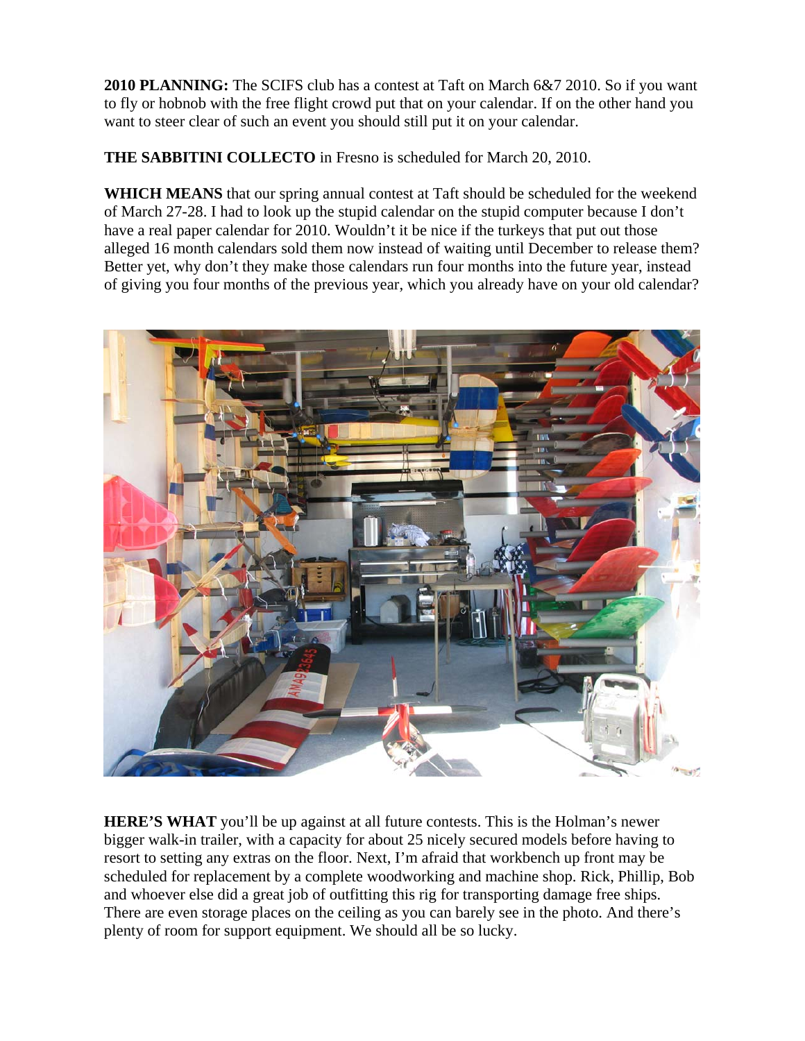**2010 PLANNING:** The SCIFS club has a contest at Taft on March 6&7 2010. So if you want to fly or hobnob with the free flight crowd put that on your calendar. If on the other hand you want to steer clear of such an event you should still put it on your calendar.

**THE SABBITINI COLLECTO** in Fresno is scheduled for March 20, 2010.

**WHICH MEANS** that our spring annual contest at Taft should be scheduled for the weekend of March 27-28. I had to look up the stupid calendar on the stupid computer because I don't have a real paper calendar for 2010. Wouldn't it be nice if the turkeys that put out those alleged 16 month calendars sold them now instead of waiting until December to release them? Better yet, why don't they make those calendars run four months into the future year, instead of giving you four months of the previous year, which you already have on your old calendar?

**HERE'S WHAT** you'll be up against at all future contests. This is the Holman's newer bigger walk-in trailer, with a capacity for about 25 nicely secured models before having to resort to setting any extras on the floor. Next, I'm afraid that workbench up front may be scheduled for replacement by a complete woodworking and machine shop. Rick, Phillip, Bob and whoever else did a great job of outfitting this rig for transporting damage free ships. There are even storage places on the ceiling as you can barely see in the photo. And there's plenty of room for support equipment. We should all be so lucky.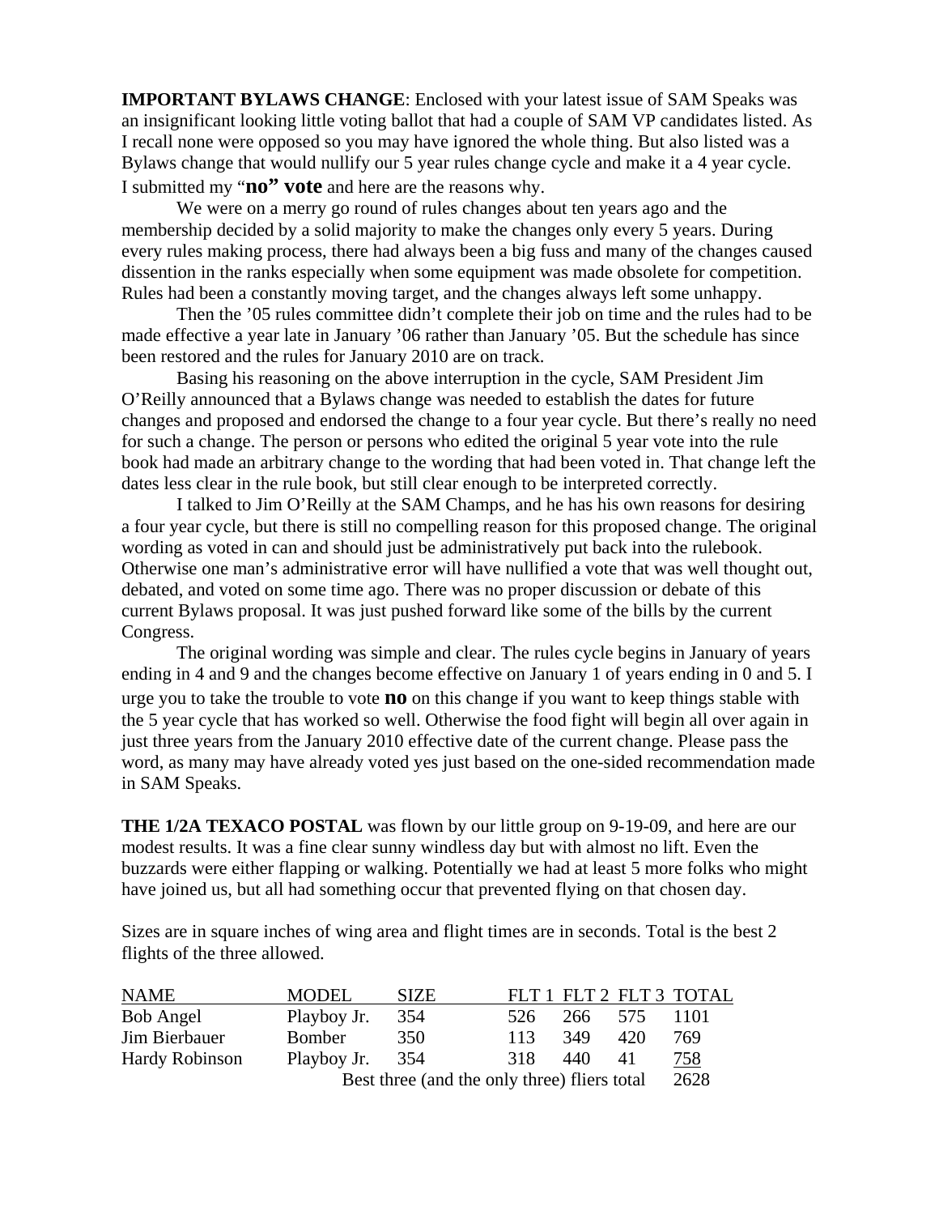**IMPORTANT BYLAWS CHANGE**: Enclosed with your latest issue of SAM Speaks was an insignificant looking little voting ballot that had a couple of SAM VP candidates listed. As I recall none were opposed so you may have ignored the whole thing. But also listed was a Bylaws change that would nullify our 5 year rules change cycle and make it a 4 year cycle. I submitted my "**no" vote** and here are the reasons why.

We were on a merry go round of rules changes about ten years ago and the membership decided by a solid majority to make the changes only every 5 years. During every rules making process, there had always been a big fuss and many of the changes caused dissention in the ranks especially when some equipment was made obsolete for competition. Rules had been a constantly moving target, and the changes always left some unhappy.

Then the '05 rules committee didn't complete their job on time and the rules had to be made effective a year late in January '06 rather than January '05. But the schedule has since been restored and the rules for January 2010 are on track.

Basing his reasoning on the above interruption in the cycle, SAM President Jim O'Reilly announced that a Bylaws change was needed to establish the dates for future changes and proposed and endorsed the change to a four year cycle. But there's really no need for such a change. The person or persons who edited the original 5 year vote into the rule book had made an arbitrary change to the wording that had been voted in. That change left the dates less clear in the rule book, but still clear enough to be interpreted correctly.

I talked to Jim O'Reilly at the SAM Champs, and he has his own reasons for desiring a four year cycle, but there is still no compelling reason for this proposed change. The original wording as voted in can and should just be administratively put back into the rulebook. Otherwise one man's administrative error will have nullified a vote that was well thought out, debated, and voted on some time ago. There was no proper discussion or debate of this current Bylaws proposal. It was just pushed forward like some of the bills by the current Congress.

The original wording was simple and clear. The rules cycle begins in January of years ending in 4 and 9 and the changes become effective on January 1 of years ending in 0 and 5. I urge you to take the trouble to vote **no** on this change if you want to keep things stable with the 5 year cycle that has worked so well. Otherwise the food fight will begin all over again in just three years from the January 2010 effective date of the current change. Please pass the word, as many may have already voted yes just based on the one-sided recommendation made in SAM Speaks.

**THE 1/2A TEXACO POSTAL** was flown by our little group on 9-19-09, and here are our modest results. It was a fine clear sunny windless day but with almost no lift. Even the buzzards were either flapping or walking. Potentially we had at least 5 more folks who might have joined us, but all had something occur that prevented flying on that chosen day.

Sizes are in square inches of wing area and flight times are in seconds. Total is the best 2 flights of the three allowed.

| NAME | MODEL | SIZE | FLT 1 | FLT 2 | FLT 3 | TOTAL |
|---|---|---|---|---|---|---|
| Bob Angel | Playboy Jr. | 354 | 526 | 266 | 575 | 1101 |
| Jim Bierbauer | Bomber | 350 | 113 | 349 | 420 | 769 |
| Hardy Robinson | Playboy Jr. | 354 | 318 | 440 | 41 | 758 |
| | | Best three (and the only three) fliers total | | | | 2628 |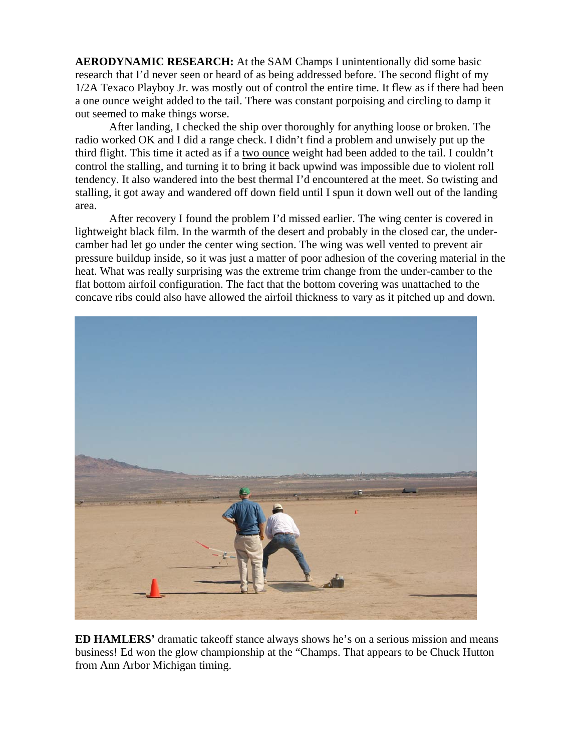**AERODYNAMIC RESEARCH:** At the SAM Champs I unintentionally did some basic research that I'd never seen or heard of as being addressed before. The second flight of my 1/2A Texaco Playboy Jr. was mostly out of control the entire time. It flew as if there had been a one ounce weight added to the tail. There was constant porpoising and circling to damp it out seemed to make things worse.

After landing, I checked the ship over thoroughly for anything loose or broken. The radio worked OK and I did a range check. I didn't find a problem and unwisely put up the third flight. This time it acted as if a two ounce weight had been added to the tail. I couldn't control the stalling, and turning it to bring it back upwind was impossible due to violent roll tendency. It also wandered into the best thermal I'd encountered at the meet. So twisting and stalling, it got away and wandered off down field until I spun it down well out of the landing area.

After recovery I found the problem I'd missed earlier. The wing center is covered in lightweight black film. In the warmth of the desert and probably in the closed car, the under-camber had let go under the center wing section. The wing was well vented to prevent air pressure buildup inside, so it was just a matter of poor adhesion of the covering material in the heat. What was really surprising was the extreme trim change from the under-camber to the flat bottom airfoil configuration. The fact that the bottom covering was unattached to the concave ribs could also have allowed the airfoil thickness to vary as it pitched up and down.

**ED HAMLERS'** dramatic takeoff stance always shows he's on a serious mission and means business! Ed won the glow championship at the "Champs. That appears to be Chuck Hutton from Ann Arbor Michigan timing.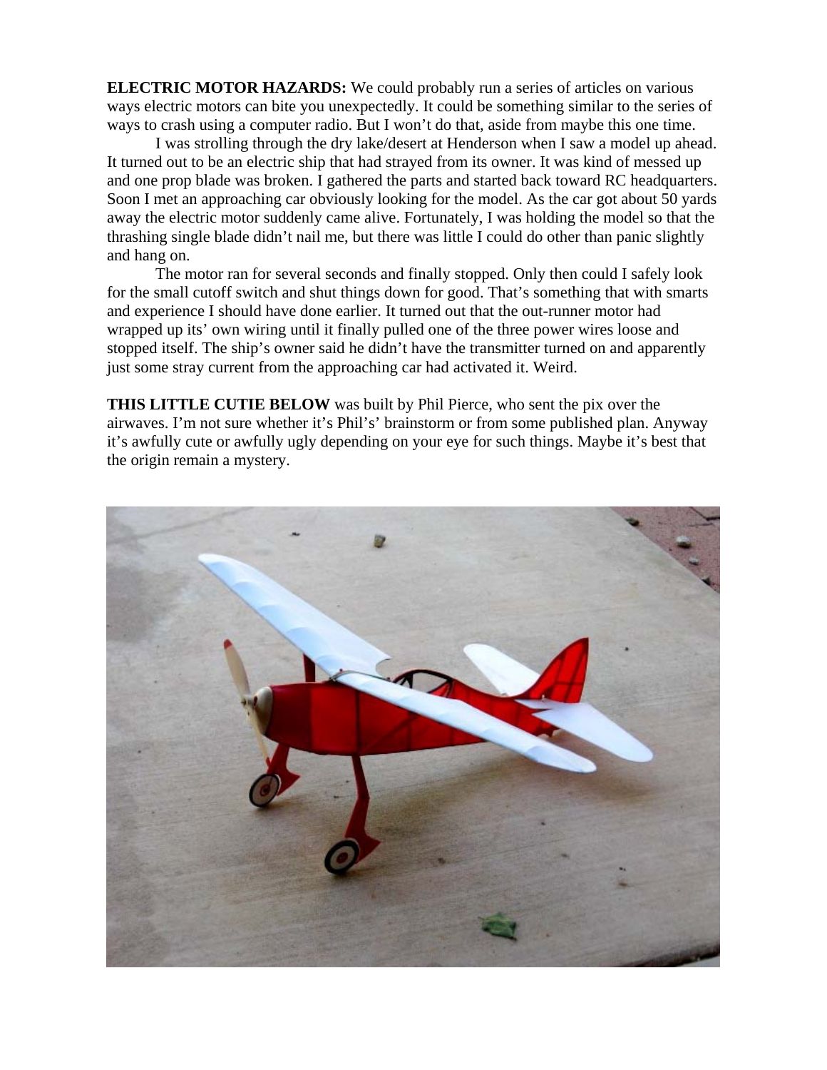**ELECTRIC MOTOR HAZARDS:** We could probably run a series of articles on various ways electric motors can bite you unexpectedly. It could be something similar to the series of ways to crash using a computer radio. But I won't do that, aside from maybe this one time.

I was strolling through the dry lake/desert at Henderson when I saw a model up ahead. It turned out to be an electric ship that had strayed from its owner. It was kind of messed up and one prop blade was broken. I gathered the parts and started back toward RC headquarters. Soon I met an approaching car obviously looking for the model. As the car got about 50 yards away the electric motor suddenly came alive. Fortunately, I was holding the model so that the thrashing single blade didn't nail me, but there was little I could do other than panic slightly and hang on.

The motor ran for several seconds and finally stopped. Only then could I safely look for the small cutoff switch and shut things down for good. That's something that with smarts and experience I should have done earlier. It turned out that the out-runner motor had wrapped up its' own wiring until it finally pulled one of the three power wires loose and stopped itself. The ship's owner said he didn't have the transmitter turned on and apparently just some stray current from the approaching car had activated it. Weird.

**THIS LITTLE CUTIE BELOW** was built by Phil Pierce, who sent the pix over the airwaves. I'm not sure whether it's Phil's' brainstorm or from some published plan. Anyway it's awfully cute or awfully ugly depending on your eye for such things. Maybe it's best that the origin remain a mystery.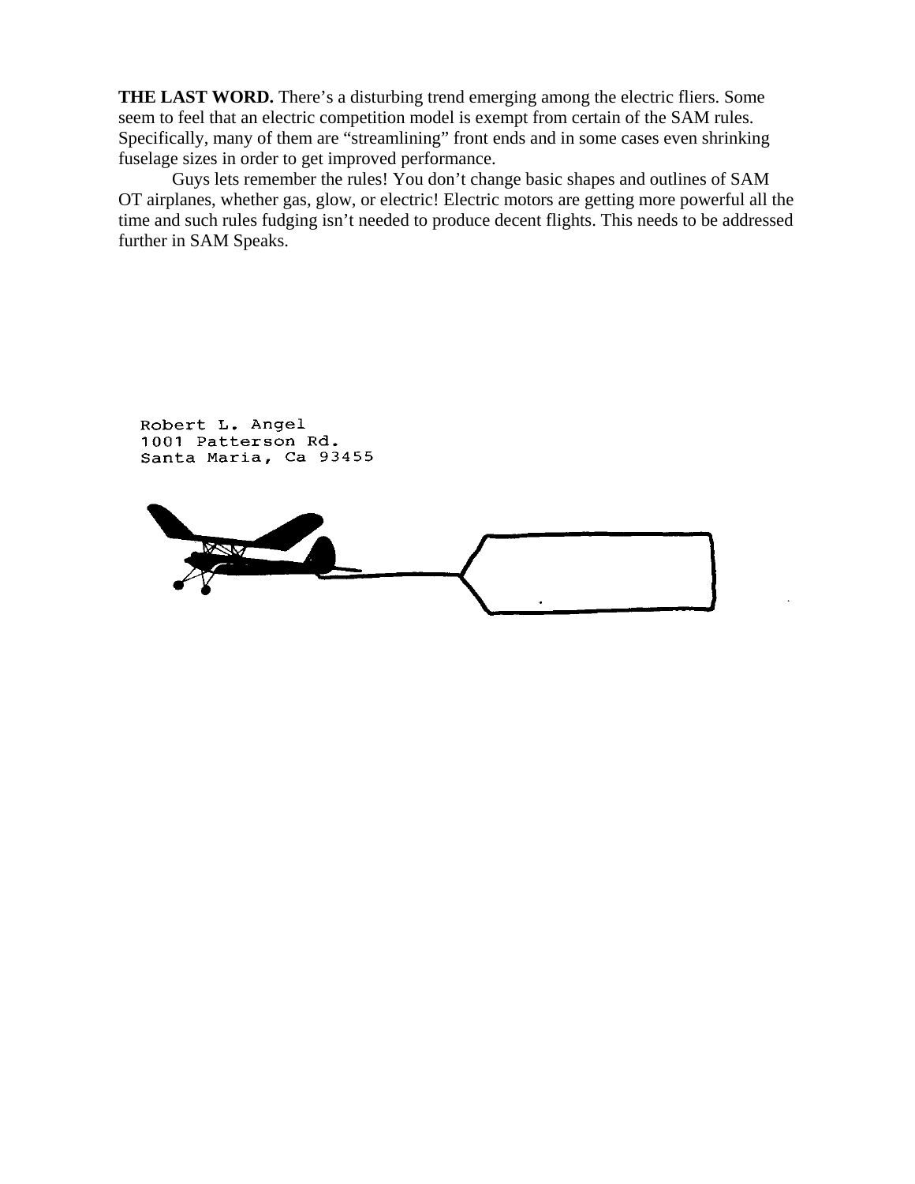**THE LAST WORD.** There's a disturbing trend emerging among the electric fliers. Some seem to feel that an electric competition model is exempt from certain of the SAM rules. Specifically, many of them are "streamlining" front ends and in some cases even shrinking fuselage sizes in order to get improved performance.

Guys lets remember the rules! You don't change basic shapes and outlines of SAM OT airplanes, whether gas, glow, or electric! Electric motors are getting more powerful all the time and such rules fudging isn't needed to produce decent flights. This needs to be addressed further in SAM Speaks.

Robert L. Angel
1001 Patterson Rd.
Santa Maria, Ca 93455